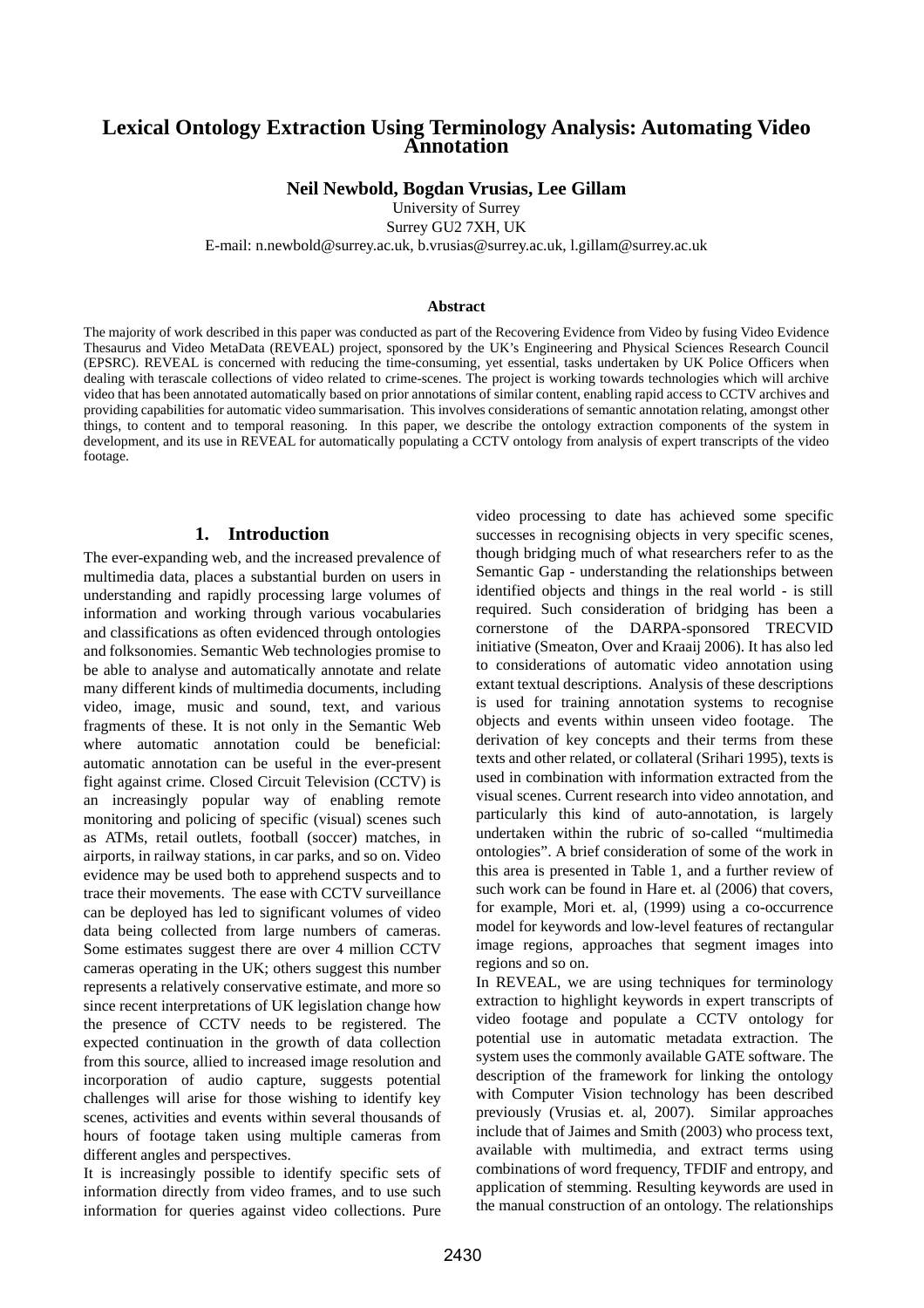# Lexical Ontology Extraction Using Terminology Analysis: Automating Video Annotation

**Neil Newbold, Bogdan Vrusias, Lee Gillam**

University of Surrey
Surrey GU2 7XH, UK
E-mail: n.newbold@surrey.ac.uk, b.vrusias@surrey.ac.uk, l.gillam@surrey.ac.uk

### Abstract

The majority of work described in this paper was conducted as part of the Recovering Evidence from Video by fusing Video Evidence Thesaurus and Video MetaData (REVEAL) project, sponsored by the UK's Engineering and Physical Sciences Research Council (EPSRC). REVEAL is concerned with reducing the time-consuming, yet essential, tasks undertaken by UK Police Officers when dealing with terascale collections of video related to crime-scenes. The project is working towards technologies which will archive video that has been annotated automatically based on prior annotations of similar content, enabling rapid access to CCTV archives and providing capabilities for automatic video summarisation. This involves considerations of semantic annotation relating, amongst other things, to content and to temporal reasoning. In this paper, we describe the ontology extraction components of the system in development, and its use in REVEAL for automatically populating a CCTV ontology from analysis of expert transcripts of the video footage.

## 1. Introduction

The ever-expanding web, and the increased prevalence of multimedia data, places a substantial burden on users in understanding and rapidly processing large volumes of information and working through various vocabularies and classifications as often evidenced through ontologies and folksonomies. Semantic Web technologies promise to be able to analyse and automatically annotate and relate many different kinds of multimedia documents, including video, image, music and sound, text, and various fragments of these. It is not only in the Semantic Web where automatic annotation could be beneficial: automatic annotation can be useful in the ever-present fight against crime. Closed Circuit Television (CCTV) is an increasingly popular way of enabling remote monitoring and policing of specific (visual) scenes such as ATMs, retail outlets, football (soccer) matches, in airports, in railway stations, in car parks, and so on. Video evidence may be used both to apprehend suspects and to trace their movements. The ease with CCTV surveillance can be deployed has led to significant volumes of video data being collected from large numbers of cameras. Some estimates suggest there are over 4 million CCTV cameras operating in the UK; others suggest this number represents a relatively conservative estimate, and more so since recent interpretations of UK legislation change how the presence of CCTV needs to be registered. The expected continuation in the growth of data collection from this source, allied to increased image resolution and incorporation of audio capture, suggests potential challenges will arise for those wishing to identify key scenes, activities and events within several thousands of hours of footage taken using multiple cameras from different angles and perspectives.

It is increasingly possible to identify specific sets of information directly from video frames, and to use such information for queries against video collections. Pure video processing to date has achieved some specific successes in recognising objects in very specific scenes, though bridging much of what researchers refer to as the Semantic Gap - understanding the relationships between identified objects and things in the real world - is still required. Such consideration of bridging has been a cornerstone of the DARPA-sponsored TRECVID initiative (Smeaton, Over and Kraaij 2006). It has also led to considerations of automatic video annotation using extant textual descriptions. Analysis of these descriptions is used for training annotation systems to recognise objects and events within unseen video footage. The derivation of key concepts and their terms from these texts and other related, or collateral (Srihari 1995), texts is used in combination with information extracted from the visual scenes. Current research into video annotation, and particularly this kind of auto-annotation, is largely undertaken within the rubric of so-called "multimedia ontologies". A brief consideration of some of the work in this area is presented in Table 1, and a further review of such work can be found in Hare et. al (2006) that covers, for example, Mori et. al, (1999) using a co-occurrence model for keywords and low-level features of rectangular image regions, approaches that segment images into regions and so on.

In REVEAL, we are using techniques for terminology extraction to highlight keywords in expert transcripts of video footage and populate a CCTV ontology for potential use in automatic metadata extraction. The system uses the commonly available GATE software. The description of the framework for linking the ontology with Computer Vision technology has been described previously (Vrusias et. al, 2007). Similar approaches include that of Jaimes and Smith (2003) who process text, available with multimedia, and extract terms using combinations of word frequency, TFDIF and entropy, and application of stemming. Resulting keywords are used in the manual construction of an ontology. The relationships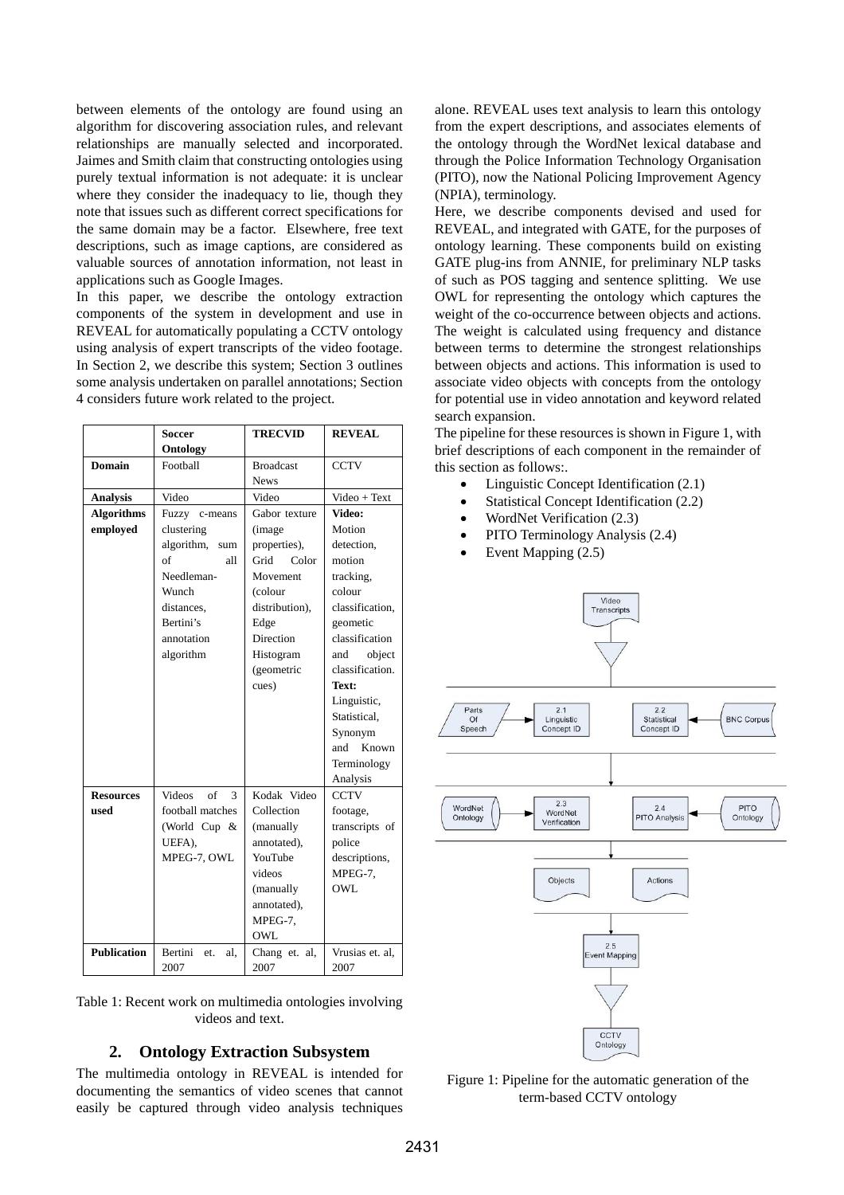between elements of the ontology are found using an algorithm for discovering association rules, and relevant relationships are manually selected and incorporated. Jaimes and Smith claim that constructing ontologies using purely textual information is not adequate: it is unclear where they consider the inadequacy to lie, though they note that issues such as different correct specifications for the same domain may be a factor. Elsewhere, free text descriptions, such as image captions, are considered as valuable sources of annotation information, not least in applications such as Google Images.

In this paper, we describe the ontology extraction components of the system in development and use in REVEAL for automatically populating a CCTV ontology using analysis of expert transcripts of the video footage. In Section 2, we describe this system; Section 3 outlines some analysis undertaken on parallel annotations; Section 4 considers future work related to the project.

| | Soccer Ontology | TRECVID | REVEAL |
|---|---|---|---|
| **Domain** | Football | Broadcast News | CCTV |
| **Analysis** | Video | Video | Video + Text |
| **Algorithms employed** | Fuzzy c-means clustering algorithm, sum of all Needleman-Wunch distances, Bertini's annotation algorithm | Gabor texture (image properties), Grid Color Movement (colour distribution), Edge Direction Histogram (geometric cues) | **Video:** Motion detection, motion tracking, colour classification, geometric classification and object classification. **Text:** Linguistic, Statistical, Synonym and Known Terminology Analysis |
| **Resources used** | Videos of 3 football matches (World Cup & UEFA), MPEG-7, OWL | Kodak Video Collection (manually annotated), YouTube videos (manually annotated), MPEG-7, OWL | CCTV footage, transcripts of police descriptions, MPEG-7, OWL |
| **Publication** | Bertini et. al, 2007 | Chang et. al, 2007 | Vrusias et. al, 2007 |

Table 1: Recent work on multimedia ontologies involving videos and text.

## 2. Ontology Extraction Subsystem

The multimedia ontology in REVEAL is intended for documenting the semantics of video scenes that cannot easily be captured through video analysis techniques alone. REVEAL uses text analysis to learn this ontology from the expert descriptions, and associates elements of the ontology through the WordNet lexical database and through the Police Information Technology Organisation (PITO), now the National Policing Improvement Agency (NPIA), terminology.

Here, we describe components devised and used for REVEAL, and integrated with GATE, for the purposes of ontology learning. These components build on existing GATE plug-ins from ANNIE, for preliminary NLP tasks of such as POS tagging and sentence splitting. We use OWL for representing the ontology which captures the weight of the co-occurrence between objects and actions. The weight is calculated using frequency and distance between terms to determine the strongest relationships between objects and actions. This information is used to associate video objects with concepts from the ontology for potential use in video annotation and keyword related search expansion.

The pipeline for these resources is shown in Figure 1, with brief descriptions of each component in the remainder of this section as follows:.

- Linguistic Concept Identification (2.1)
- Statistical Concept Identification (2.2)
- WordNet Verification (2.3)
- PITO Terminology Analysis (2.4)
- Event Mapping (2.5)

Figure 1: Pipeline for the automatic generation of the term-based CCTV ontology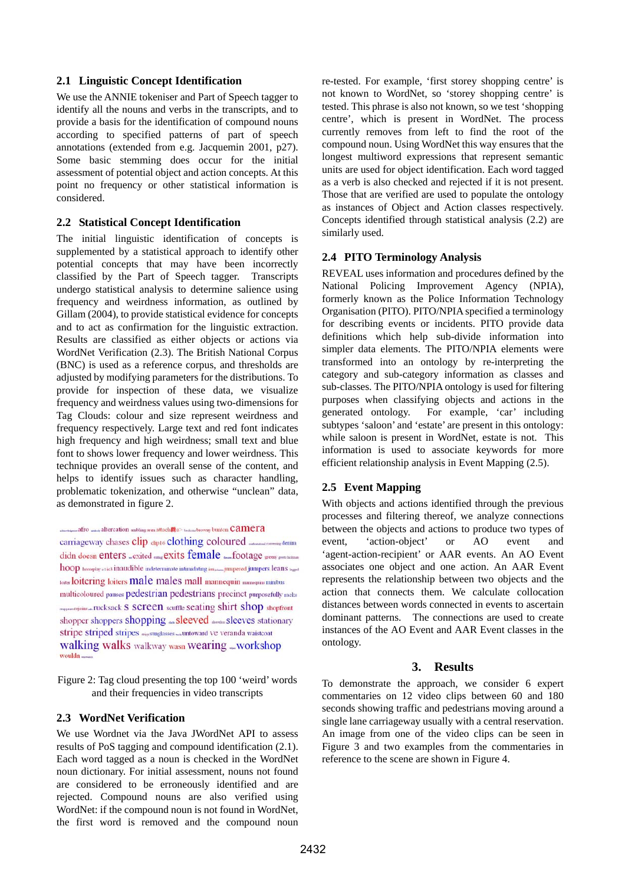### 2.1 Linguistic Concept Identification

We use the ANNIE tokeniser and Part of Speech tagger to identify all the nouns and verbs in the transcripts, and to provide a basis for the identification of compound nouns according to specified patterns of part of speech annotations (extended from e.g. Jacquemin 2001, p27). Some basic stemming does occur for the initial assessment of potential object and action concepts. At this point no frequency or other statistical information is considered.

### 2.2 Statistical Concept Identification

The initial linguistic identification of concepts is supplemented by a statistical approach to identify other potential concepts that may have been incorrectly classified by the Part of Speech tagger. Transcripts undergo statistical analysis to determine salience using frequency and weirdness information, as outlined by Gillam (2004), to provide statistical evidence for concepts and to act as confirmation for the linguistic extraction. Results are classified as either objects or actions via WordNet Verification (2.3). The British National Corpus (BNC) is used as a reference corpus, and thresholds are adjusted by modifying parameters for the distributions. To provide for inspection of these data, we visualize frequency and weirdness values using two-dimensions for Tag Clouds: colour and size represent weirdness and frequency respectively. Large text and red font indicates high frequency and high weirdness; small text and blue font to shows lower frequency and lower weirdness. This technique provides an overall sense of the content, and helps to identify issues such as character handling, problematic tokenization, and otherwise “unclean” data, as demonstrated in figure 2.

Figure 2: Tag cloud presenting the top 100 ‘weird’ words and their frequencies in video transcripts

### 2.3 WordNet Verification

We use Wordnet via the Java JWordNet API to assess results of PoS tagging and compound identification (2.1). Each word tagged as a noun is checked in the WordNet noun dictionary. For initial assessment, nouns not found are considered to be erroneously identified and are rejected. Compound nouns are also verified using WordNet: if the compound noun is not found in WordNet, the first word is removed and the compound noun re-tested. For example, ‘first storey shopping centre’ is not known to WordNet, so ‘storey shopping centre’ is tested. This phrase is also not known, so we test ‘shopping centre’, which is present in WordNet. The process currently removes from left to find the root of the compound noun. Using WordNet this way ensures that the longest multiword expressions that represent semantic units are used for object identification. Each word tagged as a verb is also checked and rejected if it is not present. Those that are verified are used to populate the ontology as instances of Object and Action classes respectively. Concepts identified through statistical analysis (2.2) are similarly used.

### 2.4 PITO Terminology Analysis

REVEAL uses information and procedures defined by the National Policing Improvement Agency (NPIA), formerly known as the Police Information Technology Organisation (PITO). PITO/NPIA specified a terminology for describing events or incidents. PITO provide data definitions which help sub-divide information into simpler data elements. The PITO/NPIA elements were transformed into an ontology by re-interpreting the category and sub-category information as classes and sub-classes. The PITO/NPIA ontology is used for filtering purposes when classifying objects and actions in the generated ontology. For example, ‘car’ including subtypes ‘saloon’ and ‘estate’ are present in this ontology: while saloon is present in WordNet, estate is not. This information is used to associate keywords for more efficient relationship analysis in Event Mapping (2.5).

### 2.5 Event Mapping

With objects and actions identified through the previous processes and filtering thereof, we analyze connections between the objects and actions to produce two types of event, ‘action-object’ or AO event and ‘agent-action-recipient’ or AAR events. An AO Event associates one object and one action. An AAR Event represents the relationship between two objects and the action that connects them. We calculate collocation distances between words connected in events to ascertain dominant patterns. The connections are used to create instances of the AO Event and AAR Event classes in the ontology.

## 3. Results

To demonstrate the approach, we consider 6 expert commentaries on 12 video clips between 60 and 180 seconds showing traffic and pedestrians moving around a single lane carriageway usually with a central reservation. An image from one of the video clips can be seen in Figure 3 and two examples the commentaries in reference to the scene are shown in Figure 4.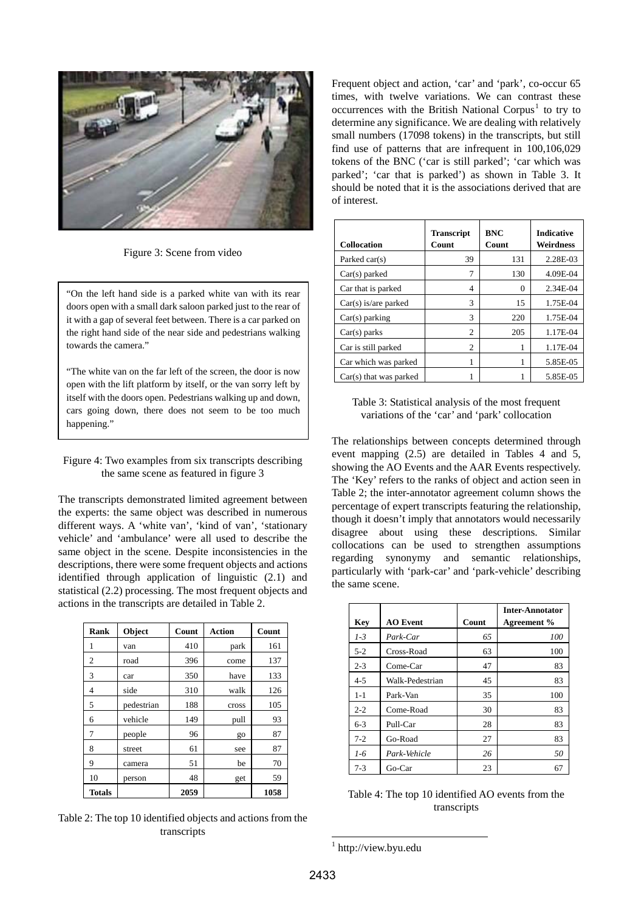Figure 3: Scene from video

> "On the left hand side is a parked white van with its rear doors open with a small dark saloon parked just to the rear of it with a gap of several feet between. There is a car parked on the right hand side of the near side and pedestrians walking towards the camera."
>
> "The white van on the far left of the screen, the door is now open with the lift platform by itself, or the van sorry left by itself with the doors open. Pedestrians walking up and down, cars going down, there does not seem to be too much happening."

Figure 4: Two examples from six transcripts describing the same scene as featured in figure 3

The transcripts demonstrated limited agreement between the experts: the same object was described in numerous different ways. A 'white van', 'kind of van', 'stationary vehicle' and 'ambulance' were all used to describe the same object in the scene. Despite inconsistencies in the descriptions, there were some frequent objects and actions identified through application of linguistic (2.1) and statistical (2.2) processing. The most frequent objects and actions in the transcripts are detailed in Table 2.

| Rank | Object | Count | Action | Count |
|---|---|---|---|---|
| 1 | van | 410 | park | 161 |
| 2 | road | 396 | come | 137 |
| 3 | car | 350 | have | 133 |
| 4 | side | 310 | walk | 126 |
| 5 | pedestrian | 188 | cross | 105 |
| 6 | vehicle | 149 | pull | 93 |
| 7 | people | 96 | go | 87 |
| 8 | street | 61 | see | 87 |
| 9 | camera | 51 | be | 70 |
| 10 | person | 48 | get | 59 |
| **Totals** | | **2059** | | **1058** |

Table 2: The top 10 identified objects and actions from the transcripts

Frequent object and action, 'car' and 'park', co-occur 65 times, with twelve variations. We can contrast these occurrences with the British National Corpus[1] to try to determine any significance. We are dealing with relatively small numbers (17098 tokens) in the transcripts, but still find use of patterns that are infrequent in 100,106,029 tokens of the BNC ('car is still parked'; 'car which was parked'; 'car that is parked') as shown in Table 3. It should be noted that it is the associations derived that are of interest.

| Collocation | Transcript Count | BNC Count | Indicative Weirdness |
|---|---|---|---|
| Parked car(s) | 39 | 131 | 2.28E-03 |
| Car(s) parked | 7 | 130 | 4.09E-04 |
| Car that is parked | 4 | 0 | 2.34E-04 |
| Car(s) is/are parked | 3 | 15 | 1.75E-04 |
| Car(s) parking | 3 | 220 | 1.75E-04 |
| Car(s) parks | 2 | 205 | 1.17E-04 |
| Car is still parked | 2 | 1 | 1.17E-04 |
| Car which was parked | 1 | 1 | 5.85E-05 |
| Car(s) that was parked | 1 | 1 | 5.85E-05 |

Table 3: Statistical analysis of the most frequent variations of the 'car' and 'park' collocation

The relationships between concepts determined through event mapping (2.5) are detailed in Tables 4 and 5, showing the AO Events and the AAR Events respectively. The 'Key' refers to the ranks of object and action seen in Table 2; the inter-annotator agreement column shows the percentage of expert transcripts featuring the relationship, though it doesn't imply that annotators would necessarily disagree about using these descriptions. Similar collocations can be used to strengthen assumptions regarding synonymy and semantic relationships, particularly with 'park-car' and 'park-vehicle' describing the same scene.

| Key | AO Event | Count | Inter-Annotator Agreement % |
|---|---|---|---|
| *1-3* | *Park-Car* | *65* | *100* |
| 5-2 | Cross-Road | 63 | 100 |
| 2-3 | Come-Car | 47 | 83 |
| 4-5 | Walk-Pedestrian | 45 | 83 |
| 1-1 | Park-Van | 35 | 100 |
| 2-2 | Come-Road | 30 | 83 |
| 6-3 | Pull-Car | 28 | 83 |
| 7-2 | Go-Road | 27 | 83 |
| *1-6* | *Park-Vehicle* | *26* | *50* |
| 7-3 | Go-Car | 23 | 67 |

Table 4: The top 10 identified AO events from the transcripts

[1] http://view.byu.edu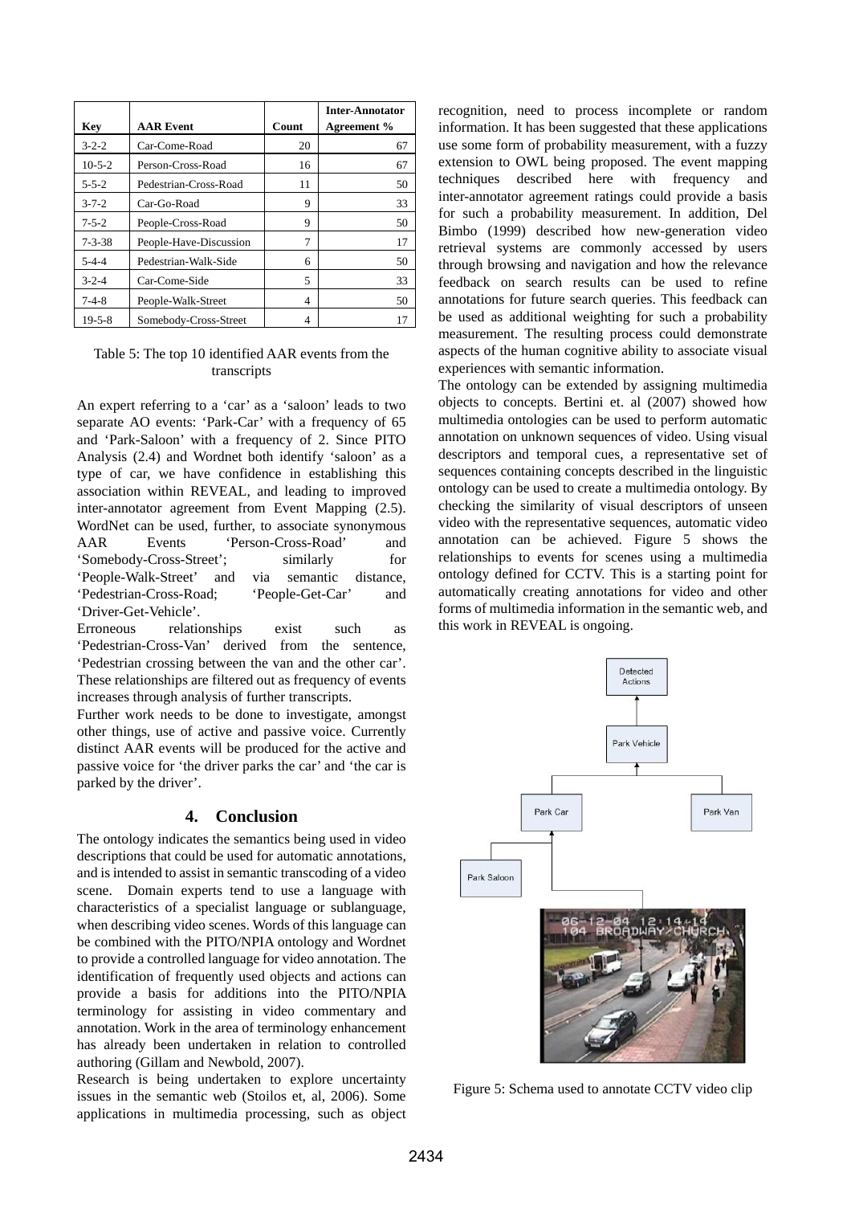| Key | AAR Event | Count | Inter-Annotator Agreement % |
|---|---|---|---|
| 3-2-2 | Car-Come-Road | 20 | 67 |
| 10-5-2 | Person-Cross-Road | 16 | 67 |
| 5-5-2 | Pedestrian-Cross-Road | 11 | 50 |
| 3-7-2 | Car-Go-Road | 9 | 33 |
| 7-5-2 | People-Cross-Road | 9 | 50 |
| 7-3-38 | People-Have-Discussion | 7 | 17 |
| 5-4-4 | Pedestrian-Walk-Side | 6 | 50 |
| 3-2-4 | Car-Come-Side | 5 | 33 |
| 7-4-8 | People-Walk-Street | 4 | 50 |
| 19-5-8 | Somebody-Cross-Street | 4 | 17 |

Table 5: The top 10 identified AAR events from the transcripts

An expert referring to a 'car' as a 'saloon' leads to two separate AO events: 'Park-Car' with a frequency of 65 and 'Park-Saloon' with a frequency of 2. Since PITO Analysis (2.4) and Wordnet both identify 'saloon' as a type of car, we have confidence in establishing this association within REVEAL, and leading to improved inter-annotator agreement from Event Mapping (2.5). WordNet can be used, further, to associate synonymous AAR Events 'Person-Cross-Road' and 'Somebody-Cross-Street'; similarly for 'People-Walk-Street' and via semantic distance, 'Pedestrian-Cross-Road; 'People-Get-Car' and 'Driver-Get-Vehicle'.

Erroneous relationships exist such as 'Pedestrian-Cross-Van' derived from the sentence, 'Pedestrian crossing between the van and the other car'. These relationships are filtered out as frequency of events increases through analysis of further transcripts.

Further work needs to be done to investigate, amongst other things, use of active and passive voice. Currently distinct AAR events will be produced for the active and passive voice for 'the driver parks the car' and 'the car is parked by the driver'.

## 4. Conclusion

The ontology indicates the semantics being used in video descriptions that could be used for automatic annotations, and is intended to assist in semantic transcoding of a video scene. Domain experts tend to use a language with characteristics of a specialist language or sublanguage, when describing video scenes. Words of this language can be combined with the PITO/NPIA ontology and Wordnet to provide a controlled language for video annotation. The identification of frequently used objects and actions can provide a basis for additions into the PITO/NPIA terminology for assisting in video commentary and annotation. Work in the area of terminology enhancement has already been undertaken in relation to controlled authoring (Gillam and Newbold, 2007).

Research is being undertaken to explore uncertainty issues in the semantic web (Stoilos et, al, 2006). Some applications in multimedia processing, such as object recognition, need to process incomplete or random information. It has been suggested that these applications use some form of probability measurement, with a fuzzy extension to OWL being proposed. The event mapping techniques described here with frequency and inter-annotator agreement ratings could provide a basis for such a probability measurement. In addition, Del Bimbo (1999) described how new-generation video retrieval systems are commonly accessed by users through browsing and navigation and how the relevance feedback on search results can be used to refine annotations for future search queries. This feedback can be used as additional weighting for such a probability measurement. The resulting process could demonstrate aspects of the human cognitive ability to associate visual experiences with semantic information.

The ontology can be extended by assigning multimedia objects to concepts. Bertini et. al (2007) showed how multimedia ontologies can be used to perform automatic annotation on unknown sequences of video. Using visual descriptors and temporal cues, a representative set of sequences containing concepts described in the linguistic ontology can be used to create a multimedia ontology. By checking the similarity of visual descriptors of unseen video with the representative sequences, automatic video annotation can be achieved. Figure 5 shows the relationships to events for scenes using a multimedia ontology defined for CCTV. This is a starting point for automatically creating annotations for video and other forms of multimedia information in the semantic web, and this work in REVEAL is ongoing.

Figure 5: Schema used to annotate CCTV video clip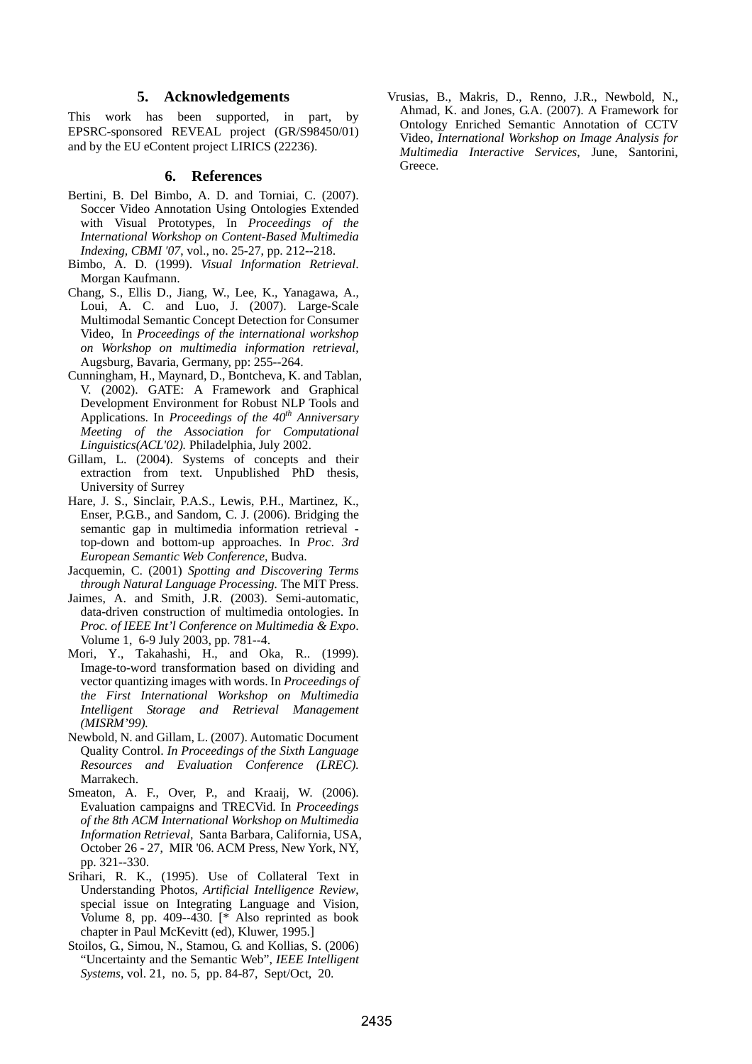## 5. Acknowledgements

This work has been supported, in part, by EPSRC-sponsored REVEAL project (GR/S98450/01) and by the EU eContent project LIRICS (22236).

## 6. References

Bertini, B. Del Bimbo, A. D. and Torniai, C. (2007). Soccer Video Annotation Using Ontologies Extended with Visual Prototypes, In *Proceedings of the International Workshop on Content-Based Multimedia Indexing, CBMI '07*, vol., no. 25-27, pp. 212--218.

Bimbo, A. D. (1999). *Visual Information Retrieval*. Morgan Kaufmann.

Chang, S., Ellis D., Jiang, W., Lee, K., Yanagawa, A., Loui, A. C. and Luo, J. (2007). Large-Scale Multimodal Semantic Concept Detection for Consumer Video, In *Proceedings of the international workshop on Workshop on multimedia information retrieval*, Augsburg, Bavaria, Germany, pp: 255--264.

Cunningham, H., Maynard, D., Bontcheva, K. and Tablan, V. (2002). GATE: A Framework and Graphical Development Environment for Robust NLP Tools and Applications. In *Proceedings of the 40th Anniversary Meeting of the Association for Computational Linguistics(ACL'02).* Philadelphia, July 2002.

Gillam, L. (2004). Systems of concepts and their extraction from text. Unpublished PhD thesis, University of Surrey

Hare, J. S., Sinclair, P.A.S., Lewis, P.H., Martinez, K., Enser, P.G.B., and Sandom, C. J. (2006). Bridging the semantic gap in multimedia information retrieval - top-down and bottom-up approaches. In *Proc. 3rd European Semantic Web Conference*, Budva.

Jacquemin, C. (2001) *Spotting and Discovering Terms through Natural Language Processing.* The MIT Press.

Jaimes, A. and Smith, J.R. (2003). Semi-automatic, data-driven construction of multimedia ontologies. In *Proc. of IEEE Int'l Conference on Multimedia & Expo*. Volume 1, 6-9 July 2003, pp. 781--4.

Mori, Y., Takahashi, H., and Oka, R.. (1999). Image-to-word transformation based on dividing and vector quantizing images with words. In *Proceedings of the First International Workshop on Multimedia Intelligent Storage and Retrieval Management (MISRM'99).*

Newbold, N. and Gillam, L. (2007). Automatic Document Quality Control. *In Proceedings of the Sixth Language Resources and Evaluation Conference (LREC).* Marrakech.

Smeaton, A. F., Over, P., and Kraaij, W. (2006). Evaluation campaigns and TRECVid. In *Proceedings of the 8th ACM International Workshop on Multimedia Information Retrieval*, Santa Barbara, California, USA, October 26 - 27, MIR '06. ACM Press, New York, NY, pp. 321--330.

Srihari, R. K., (1995). Use of Collateral Text in Understanding Photos, *Artificial Intelligence Review*, special issue on Integrating Language and Vision, Volume 8, pp. 409--430. [* Also reprinted as book chapter in Paul McKevitt (ed), Kluwer, 1995.]

Stoilos, G., Simou, N., Stamou, G. and Kollias, S. (2006) "Uncertainty and the Semantic Web", *IEEE Intelligent Systems*, vol. 21, no. 5, pp. 84-87, Sept/Oct, 20.

Vrusias, B., Makris, D., Renno, J.R., Newbold, N., Ahmad, K. and Jones, G.A. (2007). A Framework for Ontology Enriched Semantic Annotation of CCTV Video, *International Workshop on Image Analysis for Multimedia Interactive Services*, June, Santorini, Greece.